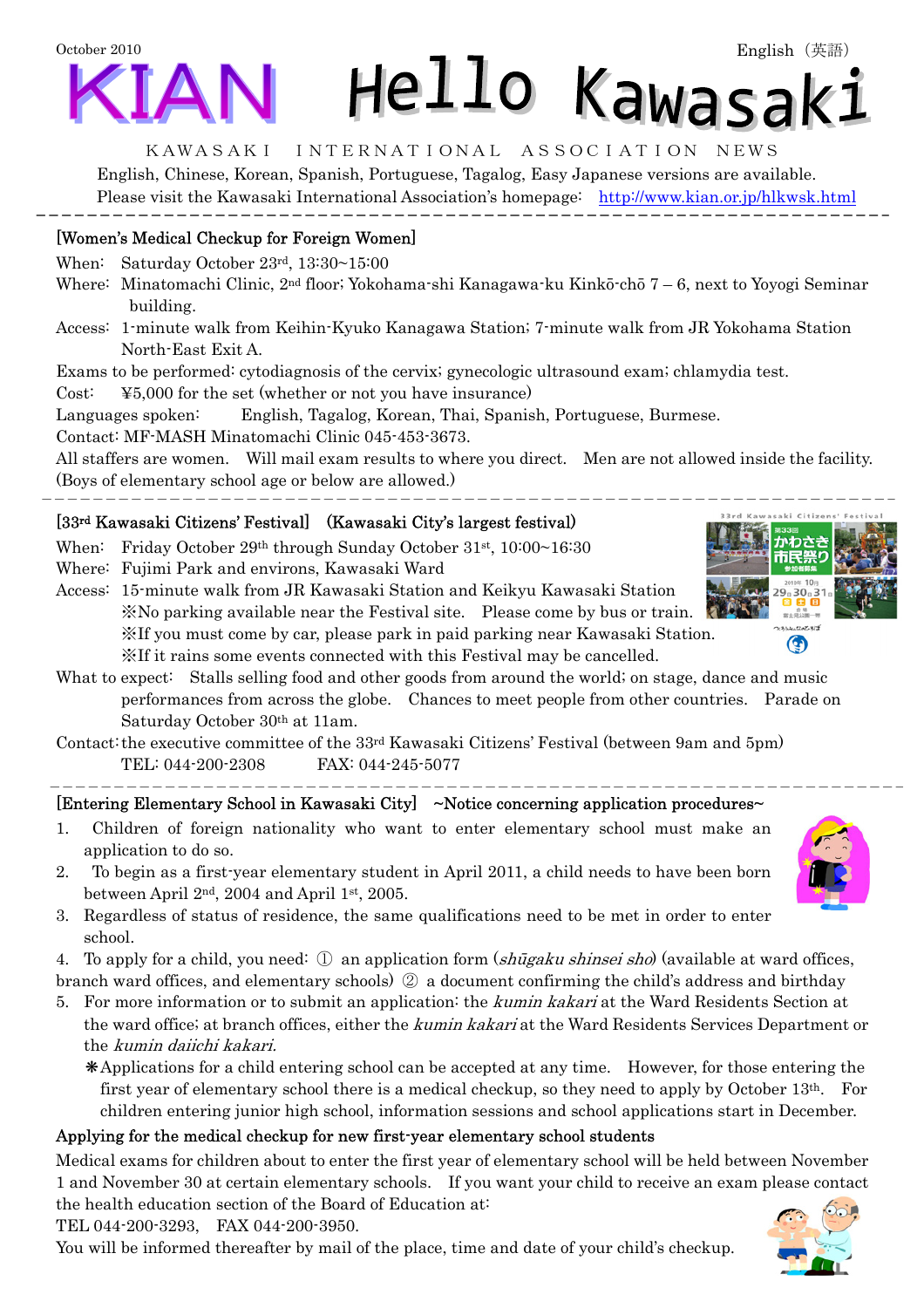October 2010　　　　　　　　　　　　　　　　　　　　　　　　　　　　　　　　English（英語）

# KIAN Hello Kawasaki

KAWASAKI INTERNATIONAL ASSOCIATION NEWS

English, Chinese, Korean, Spanish, Portuguese, Tagalog, Easy Japanese versions are available.
Please visit the Kawasaki International Association's homepage: http://www.kian.or.jp/hlkwsk.html

---

## [Women's Medical Checkup for Foreign Women]

When: Saturday October 23rd, 13:30~15:00

Where: Minatomachi Clinic, 2nd floor; Yokohama-shi Kanagawa-ku Kinkō-chō 7 – 6, next to Yoyogi Seminar building.

Access: 1-minute walk from Keihin-Kyuko Kanagawa Station; 7-minute walk from JR Yokohama Station North-East Exit A.

Exams to be performed: cytodiagnosis of the cervix; gynecologic ultrasound exam; chlamydia test.

Cost: ¥5,000 for the set (whether or not you have insurance)

Languages spoken: English, Tagalog, Korean, Thai, Spanish, Portuguese, Burmese.

Contact: MF-MASH Minatomachi Clinic 045-453-3673.

All staffers are women. Will mail exam results to where you direct. Men are not allowed inside the facility. (Boys of elementary school age or below are allowed.)

---

## [33rd Kawasaki Citizens' Festival] (Kawasaki City's largest festival)

When: Friday October 29th through Sunday October 31st, 10:00~16:30

Where: Fujimi Park and environs, Kawasaki Ward

Access: 15-minute walk from JR Kawasaki Station and Keikyu Kawasaki Station
※No parking available near the Festival site. Please come by bus or train.
※If you must come by car, please park in paid parking near Kawasaki Station.
※If it rains some events connected with this Festival may be cancelled.

What to expect: Stalls selling food and other goods from around the world; on stage, dance and music performances from across the globe. Chances to meet people from other countries. Parade on Saturday October 30th at 11am.

Contact: the executive committee of the 33rd Kawasaki Citizens' Festival (between 9am and 5pm)
TEL: 044-200-2308　　FAX: 044-245-5077

---

## [Entering Elementary School in Kawasaki City] ~Notice concerning application procedures~

1. Children of foreign nationality who want to enter elementary school must make an application to do so.
2. To begin as a first-year elementary student in April 2011, a child needs to have been born between April 2nd, 2004 and April 1st, 2005.
3. Regardless of status of residence, the same qualifications need to be met in order to enter school.
4. To apply for a child, you need: ① an application form (*shūgaku shinsei sho*) (available at ward offices, branch ward offices, and elementary schools) ② a document confirming the child's address and birthday
5. For more information or to submit an application: the *kumin kakari* at the Ward Residents Section at the ward office; at branch offices, either the *kumin kakari* at the Ward Residents Services Department or the *kumin daiichi kakari*.

❋Applications for a child entering school can be accepted at any time. However, for those entering the first year of elementary school there is a medical checkup, so they need to apply by October 13th. For children entering junior high school, information sessions and school applications start in December.

### Applying for the medical checkup for new first-year elementary school students

Medical exams for children about to enter the first year of elementary school will be held between November 1 and November 30 at certain elementary schools. If you want your child to receive an exam please contact the health education section of the Board of Education at:

TEL 044-200-3293,　FAX 044-200-3950.

You will be informed thereafter by mail of the place, time and date of your child's checkup.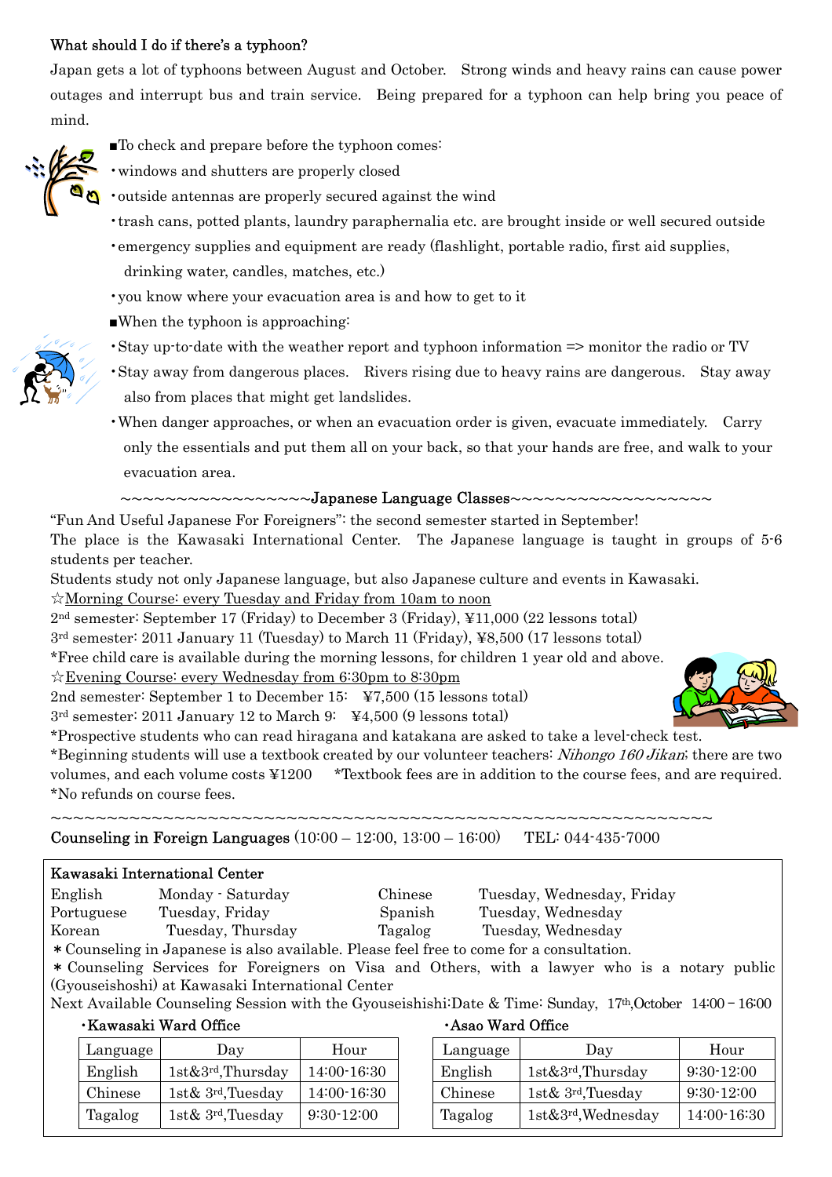### What should I do if there's a typhoon?

Japan gets a lot of typhoons between August and October. Strong winds and heavy rains can cause power outages and interrupt bus and train service. Being prepared for a typhoon can help bring you peace of mind.

■To check and prepare before the typhoon comes:

- windows and shutters are properly closed
- outside antennas are properly secured against the wind
- trash cans, potted plants, laundry paraphernalia etc. are brought inside or well secured outside
- emergency supplies and equipment are ready (flashlight, portable radio, first aid supplies, drinking water, candles, matches, etc.)
- you know where your evacuation area is and how to get to it

■When the typhoon is approaching:

- Stay up-to-date with the weather report and typhoon information => monitor the radio or TV
- Stay away from dangerous places. Rivers rising due to heavy rains are dangerous. Stay away also from places that might get landslides.
- When danger approaches, or when an evacuation order is given, evacuate immediately. Carry only the essentials and put them all on your back, so that your hands are free, and walk to your evacuation area.

### ~~~~~~~~~~~~~~~~~Japanese Language Classes~~~~~~~~~~~~~~~~~~

"Fun And Useful Japanese For Foreigners": the second semester started in September!

The place is the Kawasaki International Center. The Japanese language is taught in groups of 5-6 students per teacher.

Students study not only Japanese language, but also Japanese culture and events in Kawasaki.

☆Morning Course: every Tuesday and Friday from 10am to noon

2nd semester: September 17 (Friday) to December 3 (Friday), ¥11,000 (22 lessons total)

3rd semester: 2011 January 11 (Tuesday) to March 11 (Friday), ¥8,500 (17 lessons total)

*Free child care is available during the morning lessons, for children 1 year old and above.

☆Evening Course: every Wednesday from 6:30pm to 8:30pm

2nd semester: September 1 to December 15: ¥7,500 (15 lessons total)

3rd semester: 2011 January 12 to March 9: ¥4,500 (9 lessons total)

*Prospective students who can read hiragana and katakana are asked to take a level-check test.

*Beginning students will use a textbook created by our volunteer teachers: *Nihongo 160 Jikan*; there are two volumes, and each volume costs ¥1200 *Textbook fees are in addition to the course fees, and are required.

*No refunds on course fees.

~~~~~~~~~~~~~~~~~~~~~~~~~~~~~~~~~~~~~~~~~~~~~~~~~~~~~~~~~~~~~~

### Counseling in Foreign Languages (10:00 – 12:00, 13:00 – 16:00) TEL: 044-435-7000

**Kawasaki International Center**

| | | | |
|---|---|---|---|
| English | Monday - Saturday | Chinese | Tuesday, Wednesday, Friday |
| Portuguese | Tuesday, Friday | Spanish | Tuesday, Wednesday |
| Korean | Tuesday, Thursday | Tagalog | Tuesday, Wednesday |

＊Counseling in Japanese is also available. Please feel free to come for a consultation.

＊Counseling Services for Foreigners on Visa and Others, with a lawyer who is a notary public (Gyouseishoshi) at Kawasaki International Center

Next Available Counseling Session with the Gyouseishishi:Date & Time: Sunday, 17th,October 14:00－16:00

・Kawasaki Ward Office

| Language | Day | Hour |
|---|---|---|
| English | 1st&3rd,Thursday | 14:00-16:30 |
| Chinese | 1st& 3rd,Tuesday | 14:00-16:30 |
| Tagalog | 1st& 3rd,Tuesday | 9:30-12:00 |

・Asao Ward Office

| Language | Day | Hour |
|---|---|---|
| English | 1st&3rd,Thursday | 9:30-12:00 |
| Chinese | 1st& 3rd,Tuesday | 9:30-12:00 |
| Tagalog | 1st&3rd,Wednesday | 14:00-16:30 |